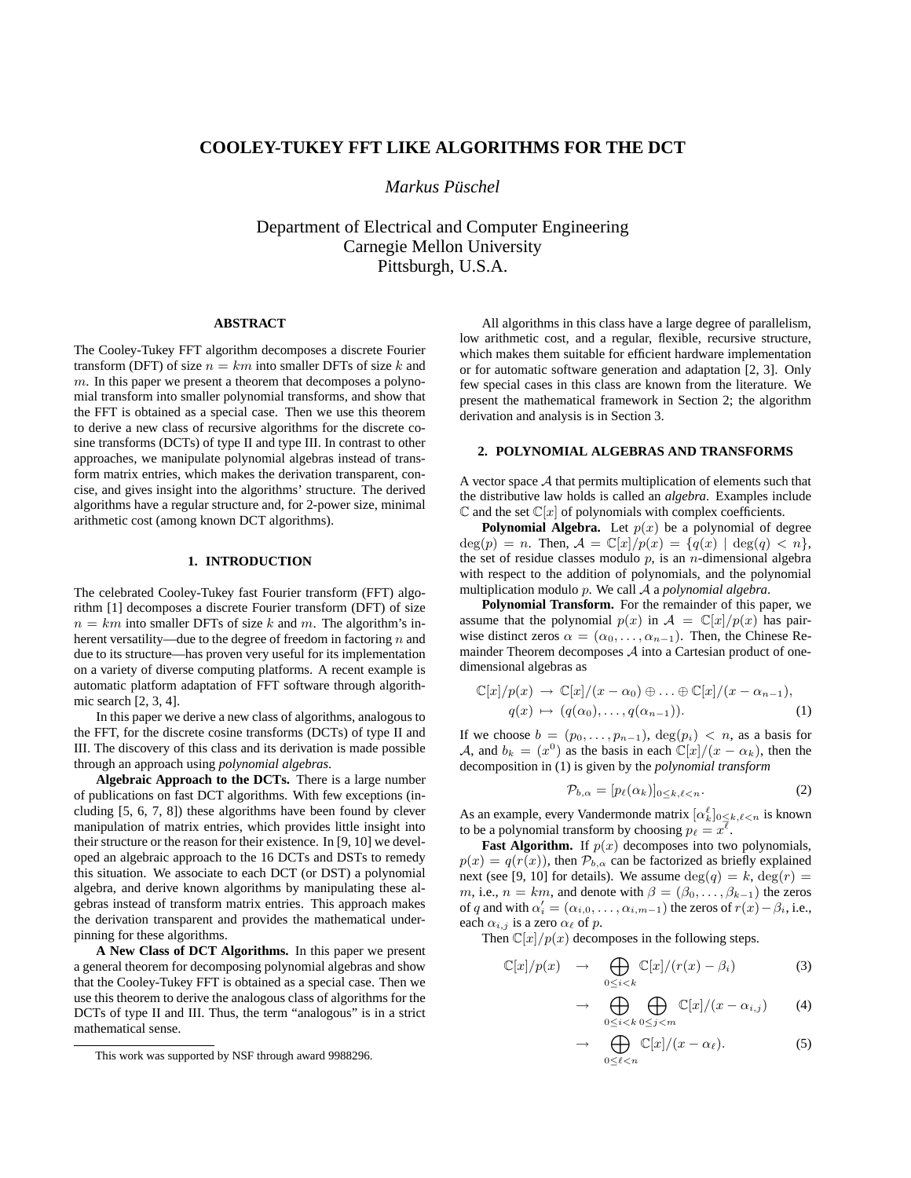# COOLEY-TUKEY FFT LIKE ALGORITHMS FOR THE DCT

*Markus Püschel*

Department of Electrical and Computer Engineering
Carnegie Mellon University
Pittsburgh, U.S.A.

## ABSTRACT

The Cooley-Tukey FFT algorithm decomposes a discrete Fourier transform (DFT) of size $n = km$ into smaller DFTs of size $k$ and $m$. In this paper we present a theorem that decomposes a polynomial transform into smaller polynomial transforms, and show that the FFT is obtained as a special case. Then we use this theorem to derive a new class of recursive algorithms for the discrete cosine transforms (DCTs) of type II and type III. In contrast to other approaches, we manipulate polynomial algebras instead of transform matrix entries, which makes the derivation transparent, concise, and gives insight into the algorithms' structure. The derived algorithms have a regular structure and, for 2-power size, minimal arithmetic cost (among known DCT algorithms).

## 1. INTRODUCTION

The celebrated Cooley-Tukey fast Fourier transform (FFT) algorithm [1] decomposes a discrete Fourier transform (DFT) of size $n = km$ into smaller DFTs of size $k$ and $m$. The algorithm's inherent versatility—due to the degree of freedom in factoring $n$ and due to its structure—has proven very useful for its implementation on a variety of diverse computing platforms. A recent example is automatic platform adaptation of FFT software through algorithmic search [2, 3, 4].

In this paper we derive a new class of algorithms, analogous to the FFT, for the discrete cosine transforms (DCTs) of type II and III. The discovery of this class and its derivation is made possible through an approach using *polynomial algebras*.

**Algebraic Approach to the DCTs.** There is a large number of publications on fast DCT algorithms. With few exceptions (including [5, 6, 7, 8]) these algorithms have been found by clever manipulation of matrix entries, which provides little insight into their structure or the reason for their existence. In [9, 10] we developed an algebraic approach to the 16 DCTs and DSTs to remedy this situation. We associate to each DCT (or DST) a polynomial algebra, and derive known algorithms by manipulating these algebras instead of transform matrix entries. This approach makes the derivation transparent and provides the mathematical underpinning for these algorithms.

**A New Class of DCT Algorithms.** In this paper we present a general theorem for decomposing polynomial algebras and show that the Cooley-Tukey FFT is obtained as a special case. Then we use this theorem to derive the analogous class of algorithms for the DCTs of type II and III. Thus, the term "analogous" is in a strict mathematical sense.

All algorithms in this class have a large degree of parallelism, low arithmetic cost, and a regular, flexible, recursive structure, which makes them suitable for efficient hardware implementation or for automatic software generation and adaptation [2, 3]. Only few special cases in this class are known from the literature. We present the mathematical framework in Section 2; the algorithm derivation and analysis is in Section 3.

## 2. POLYNOMIAL ALGEBRAS AND TRANSFORMS

A vector space $\mathcal{A}$ that permits multiplication of elements such that the distributive law holds is called an *algebra*. Examples include $\mathbb{C}$ and the set $\mathbb{C}[x]$ of polynomials with complex coefficients.

**Polynomial Algebra.** Let $p(x)$ be a polynomial of degree $\deg(p) = n$. Then, $\mathcal{A} = \mathbb{C}[x]/p(x) = \{q(x) \mid \deg(q) < n\}$, the set of residue classes modulo $p$, is an $n$-dimensional algebra with respect to the addition of polynomials, and the polynomial multiplication modulo $p$. We call $\mathcal{A}$ a *polynomial algebra*.

**Polynomial Transform.** For the remainder of this paper, we assume that the polynomial $p(x)$ in $\mathcal{A} = \mathbb{C}[x]/p(x)$ has pairwise distinct zeros $\alpha = (\alpha_0, \ldots, \alpha_{n-1})$. Then, the Chinese Remainder Theorem decomposes $\mathcal{A}$ into a Cartesian product of one-dimensional algebras as

$$\begin{aligned} \mathbb{C}[x]/p(x) &\to \mathbb{C}[x]/(x-\alpha_0) \oplus \ldots \oplus \mathbb{C}[x]/(x-\alpha_{n-1}), \\ q(x) &\mapsto (q(\alpha_0), \ldots, q(\alpha_{n-1})). \end{aligned} \tag{1}$$

If we choose $b = (p_0, \ldots, p_{n-1})$, $\deg(p_i) < n$, as a basis for $\mathcal{A}$, and $b_k = (x^0)$ as the basis in each $\mathbb{C}[x]/(x - \alpha_k)$, then the decomposition in (1) is given by the *polynomial transform*

$$\mathcal{P}_{b,\alpha} = [p_\ell(\alpha_k)]_{0 \le k, \ell < n}. \tag{2}$$

As an example, every Vandermonde matrix $[\alpha_k^\ell]_{0 \le k, \ell < n}$ is known to be a polynomial transform by choosing $p_\ell = x^\ell$.

**Fast Algorithm.** If $p(x)$ decomposes into two polynomials, $p(x) = q(r(x))$, then $\mathcal{P}_{b,\alpha}$ can be factorized as briefly explained next (see [9, 10] for details). We assume $\deg(q) = k$, $\deg(r) = m$, i.e., $n = km$, and denote with $\beta = (\beta_0, \ldots, \beta_{k-1})$ the zeros of $q$ and with $\alpha'_i = (\alpha_{i,0}, \ldots, \alpha_{i,m-1})$ the zeros of $r(x) - \beta_i$, i.e., each $\alpha_{i,j}$ is a zero $\alpha_\ell$ of $p$.

Then $\mathbb{C}[x]/p(x)$ decomposes in the following steps.

$$\begin{aligned} \mathbb{C}[x]/p(x) &\to \bigoplus_{0 \le i < k} \mathbb{C}[x]/(r(x) - \beta_i) && (3) \\ &\to \bigoplus_{0 \le i < k} \bigoplus_{0 \le j < m} \mathbb{C}[x]/(x - \alpha_{i,j}) && (4) \\ &\to \bigoplus_{0 \le \ell < n} \mathbb{C}[x]/(x - \alpha_\ell). && (5) \end{aligned}$$

This work was supported by NSF through award 9988296.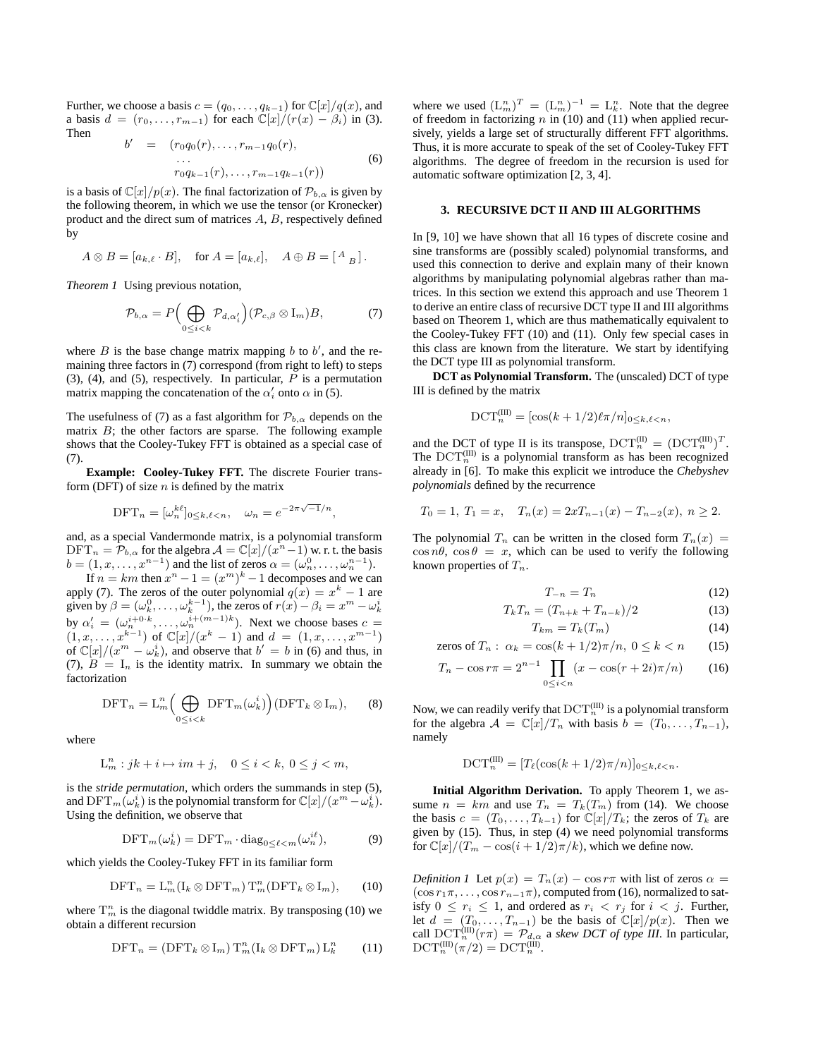Further, we choose a basis $c = (q_0, \dots, q_{k-1})$ for $\mathbb{C}[x]/q(x)$, and a basis $d = (r_0, \dots, r_{m-1})$ for each $\mathbb{C}[x]/(r(x) - \beta_i)$ in (3). Then

$$
\begin{aligned}
b' \quad = \quad & (r_0 q_0(r), \dots, r_{m-1} q_0(r), \\
& \dots \\
& r_0 q_{k-1}(r), \dots, r_{m-1} q_{k-1}(r))
\end{aligned}
\tag{6}
$$

is a basis of $\mathbb{C}[x]/p(x)$. The final factorization of $\mathcal{P}_{b,\alpha}$ is given by the following theorem, in which we use the tensor (or Kronecker) product and the direct sum of matrices $A$, $B$, respectively defined by

$$
A \otimes B = [a_{k,\ell} \cdot B], \quad \text{for } A = [a_{k,\ell}], \quad A \oplus B = \left[\begin{smallmatrix} A & \\ & B \end{smallmatrix}\right].
$$

*Theorem 1* Using previous notation,

$$
\mathcal{P}_{b,\alpha} = P \Big( \bigoplus_{0 \le i < k} \mathcal{P}_{d,\alpha_i'} \Big) (\mathcal{P}_{c,\beta} \otimes \mathrm{I}_m) B, \tag{7}
$$

where $B$ is the base change matrix mapping $b$ to $b'$, and the remaining three factors in (7) correspond (from right to left) to steps (3), (4), and (5), respectively. In particular, $P$ is a permutation matrix mapping the concatenation of the $\alpha_i'$ onto $\alpha$ in (5).

The usefulness of (7) as a fast algorithm for $\mathcal{P}_{b,\alpha}$ depends on the matrix $B$; the other factors are sparse. The following example shows that the Cooley-Tukey FFT is obtained as a special case of (7).

**Example: Cooley-Tukey FFT.** The discrete Fourier transform (DFT) of size $n$ is defined by the matrix

$$
\mathrm{DFT}_n = [\omega_n^{k\ell}]_{0 \le k,\ell < n}, \quad \omega_n = e^{-2\pi\sqrt{-1}/n},
$$

and, as a special Vandermonde matrix, is a polynomial transform $\mathrm{DFT}_n = \mathcal{P}_{b,\alpha}$ for the algebra $\mathcal{A} = \mathbb{C}[x]/(x^n - 1)$ w. r. t. the basis $b = (1, x, \dots, x^{n-1})$ and the list of zeros $\alpha = (\omega_n^0, \dots, \omega_n^{n-1})$.

If $n = km$ then $x^n - 1 = (x^m)^k - 1$ decomposes and we can apply (7). The zeros of the outer polynomial $q(x) = x^k - 1$ are given by $\beta = (\omega_k^0, \dots, \omega_k^{k-1})$, the zeros of $r(x) - \beta_i = x^m - \omega_k^i$ by $\alpha_i' = (\omega_n^{i+0\cdot k}, \dots, \omega_n^{i+(m-1)k})$. Next we choose bases $c = (1, x, \dots, x^{k-1})$ of $\mathbb{C}[x]/(x^k - 1)$ and $d = (1, x, \dots, x^{m-1})$ of $\mathbb{C}[x]/(x^m - \omega_k^i)$, and observe that $b' = b$ in (6) and thus, in (7), $B = \mathrm{I}_n$ is the identity matrix. In summary we obtain the factorization

$$
\mathrm{DFT}_n = \mathrm{L}_m^n \Big( \bigoplus_{0 \le i < k} \mathrm{DFT}_m(\omega_k^i) \Big) (\mathrm{DFT}_k \otimes \mathrm{I}_m), \tag{8}
$$

where

$$
\mathrm{L}_m^n : jk + i \mapsto im + j, \quad 0 \le i < k, \ 0 \le j < m,
$$

is the *stride permutation*, which orders the summands in step (5), and $\mathrm{DFT}_m(\omega_k^i)$ is the polynomial transform for $\mathbb{C}[x]/(x^m - \omega_k^i)$. Using the definition, we observe that

$$
\mathrm{DFT}_m(\omega_k^i) = \mathrm{DFT}_m \cdot \mathrm{diag}_{0 \le \ell < m}(\omega_n^{i\ell}), \tag{9}
$$

which yields the Cooley-Tukey FFT in its familiar form

$$
\mathrm{DFT}_n = \mathrm{L}_m^n (\mathrm{I}_k \otimes \mathrm{DFT}_m)\, \mathrm{T}_m^n (\mathrm{DFT}_k \otimes \mathrm{I}_m), \tag{10}
$$

where $\mathrm{T}_m^n$ is the diagonal twiddle matrix. By transposing (10) we obtain a different recursion

$$
\mathrm{DFT}_n = (\mathrm{DFT}_k \otimes \mathrm{I}_m)\, \mathrm{T}_m^n (\mathrm{I}_k \otimes \mathrm{DFT}_m)\, \mathrm{L}_k^n \tag{11}
$$

where we used $(\mathrm{L}_m^n)^T = (\mathrm{L}_m^n)^{-1} = \mathrm{L}_k^n$. Note that the degree of freedom in factorizing $n$ in (10) and (11) when applied recursively, yields a large set of structurally different FFT algorithms. Thus, it is more accurate to speak of the set of Cooley-Tukey FFT algorithms. The degree of freedom in the recursion is used for automatic software optimization [2, 3, 4].

## 3. RECURSIVE DCT II AND III ALGORITHMS

In [9, 10] we have shown that all 16 types of discrete cosine and sine transforms are (possibly scaled) polynomial transforms, and used this connection to derive and explain many of their known algorithms by manipulating polynomial algebras rather than matrices. In this section we extend this approach and use Theorem 1 to derive an entire class of recursive DCT type II and III algorithms based on Theorem 1, which are thus mathematically equivalent to the Cooley-Tukey FFT (10) and (11). Only few special cases in this class are known from the literature. We start by identifying the DCT type III as polynomial transform.

**DCT as Polynomial Transform.** The (unscaled) DCT of type III is defined by the matrix

$$
\mathrm{DCT}_n^{(\mathrm{III})} = [\cos(k + 1/2)\ell\pi/n]_{0 \le k,\ell < n},
$$

and the DCT of type II is its transpose, $\mathrm{DCT}_n^{(\mathrm{II})} = (\mathrm{DCT}_n^{(\mathrm{III})})^T$. The $\mathrm{DCT}_n^{(\mathrm{III})}$ is a polynomial transform as has been recognized already in [6]. To make this explicit we introduce the *Chebyshev polynomials* defined by the recurrence

$$
T_0 = 1, \ T_1 = x, \quad T_n(x) = 2xT_{n-1}(x) - T_{n-2}(x), \ n \ge 2.
$$

The polynomial $T_n$ can be written in the closed form $T_n(x) = \cos n\theta$, $\cos\theta = x$, which can be used to verify the following known properties of $T_n$.

$$
T_{-n} = T_n \tag{12}
$$

$$
T_k T_n = (T_{n+k} + T_{n-k})/2 \tag{13}
$$

$$
T_{km} = T_k(T_m) \tag{14}
$$

$$
\text{zeros of } T_n: \ \alpha_k = \cos(k + 1/2)\pi/n, \ 0 \le k < n \tag{15}
$$

$$
T_n - \cos r\pi = 2^{n-1} \prod_{0 \le i < n} (x - \cos(r + 2i)\pi/n) \tag{16}
$$

Now, we can readily verify that $\mathrm{DCT}_n^{(\mathrm{III})}$ is a polynomial transform for the algebra $\mathcal{A} = \mathbb{C}[x]/T_n$ with basis $b = (T_0, \dots, T_{n-1})$, namely

$$
\mathrm{DCT}_n^{(\mathrm{III})} = [T_\ell(\cos(k + 1/2)\pi/n)]_{0 \le k,\ell < n}.
$$

**Initial Algorithm Derivation.** To apply Theorem 1, we assume $n = km$ and use $T_n = T_k(T_m)$ from (14). We choose the basis $c = (T_0, \dots, T_{k-1})$ for $\mathbb{C}[x]/T_k$; the zeros of $T_k$ are given by (15). Thus, in step (4) we need polynomial transforms for $\mathbb{C}[x]/(T_m - \cos(i + 1/2)\pi/k)$, which we define now.

*Definition 1* Let $p(x) = T_n(x) - \cos r\pi$ with list of zeros $\alpha = (\cos r_1\pi, \dots, \cos r_{n-1}\pi)$, computed from (16), normalized to satisfy $0 \le r_i \le 1$, and ordered as $r_i < r_j$ for $i < j$. Further, let $d = (T_0, \dots, T_{n-1})$ be the basis of $\mathbb{C}[x]/p(x)$. Then we call $\mathrm{DCT}_n^{(\mathrm{III})}(r\pi) = \mathcal{P}_{d,\alpha}$ a *skew DCT of type III*. In particular, $\mathrm{DCT}_n^{(\mathrm{III})}(\pi/2) = \mathrm{DCT}_n^{(\mathrm{III})}$.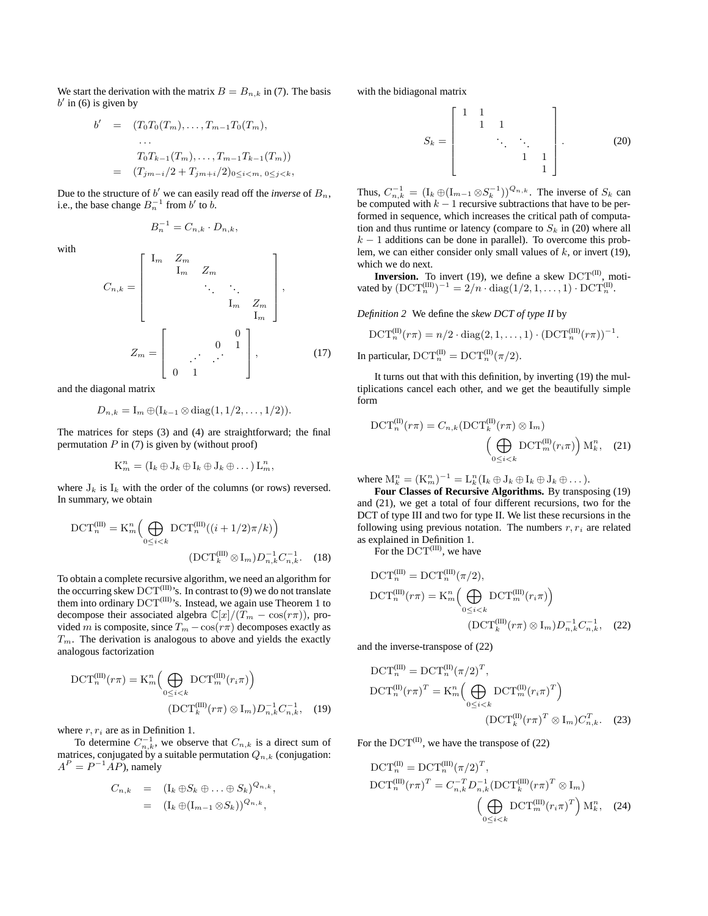We start the derivation with the matrix $B = B_{n,k}$ in (7). The basis $b'$ in (6) is given by

$$
\begin{aligned}
b' &= (T_0 T_0(T_m), \dots, T_{m-1} T_0(T_m), \\
&\quad \dots \\
&\quad T_0 T_{k-1}(T_m), \dots, T_{m-1} T_{k-1}(T_m)) \\
&= (T_{jm-i}/2 + T_{jm+i}/2)_{0 \le i < m,\ 0 \le j < k},
\end{aligned}
$$

Due to the structure of $b'$ we can easily read off the *inverse* of $B_n$, i.e., the base change $B_n^{-1}$ from $b'$ to $b$.

$$
B_n^{-1} = C_{n,k} \cdot D_{n,k},
$$

with

$$
C_{n,k} = \begin{bmatrix} \mathrm{I}_m & Z_m & & & \\ & \mathrm{I}_m & Z_m & & \\ & & \ddots & \ddots & \\ & & & \mathrm{I}_m & Z_m \\ & & & & \mathrm{I}_m \end{bmatrix},
$$

$$
Z_m = \begin{bmatrix} & & & 0 \\ & & 0 & 1 \\ & \iddots & \iddots & \\ 0 & 1 & & \end{bmatrix}, \qquad (17)
$$

and the diagonal matrix

$$
D_{n,k} = \mathrm{I}_m \oplus (\mathrm{I}_{k-1} \otimes \mathrm{diag}(1, 1/2, \dots, 1/2)).
$$

The matrices for steps (3) and (4) are straightforward; the final permutation $P$ in (7) is given by (without proof)

$$
\mathrm{K}_m^n = (\mathrm{I}_k \oplus \mathrm{J}_k \oplus \mathrm{I}_k \oplus \mathrm{J}_k \oplus \dots)\, \mathrm{L}_m^n,
$$

where $\mathrm{J}_k$ is $\mathrm{I}_k$ with the order of the columns (or rows) reversed. In summary, we obtain

$$
\mathrm{DCT}_n^{(\mathrm{III})} = \mathrm{K}_m^n \Big( \bigoplus_{0 \le i < k} \mathrm{DCT}_n^{(\mathrm{III})}((i+1/2)\pi/k) \Big) (\mathrm{DCT}_k^{(\mathrm{III})} \otimes \mathrm{I}_m) D_{n,k}^{-1} C_{n,k}^{-1}. \qquad (18)
$$

To obtain a complete recursive algorithm, we need an algorithm for the occurring skew $\mathrm{DCT}^{(\mathrm{III})}$'s. In contrast to (9) we do not translate them into ordinary $\mathrm{DCT}^{(\mathrm{III})}$'s. Instead, we again use Theorem 1 to decompose their associated algebra $\mathbb{C}[x]/(T_m - \cos(r\pi))$, provided $m$ is composite, since $T_m - \cos(r\pi)$ decomposes exactly as $T_m$. The derivation is analogous to above and yields the exactly analogous factorization

$$
\mathrm{DCT}_n^{(\mathrm{III})}(r\pi) = \mathrm{K}_m^n \Big( \bigoplus_{0 \le i < k} \mathrm{DCT}_m^{(\mathrm{III})}(r_i \pi) \Big) (\mathrm{DCT}_k^{(\mathrm{III})}(r\pi) \otimes \mathrm{I}_m) D_{n,k}^{-1} C_{n,k}^{-1}, \qquad (19)
$$

where $r, r_i$ are as in Definition 1.

To determine $C_{n,k}^{-1}$, we observe that $C_{n,k}$ is a direct sum of matrices, conjugated by a suitable permutation $Q_{n,k}$ (conjugation: $A^P = P^{-1} A P$), namely

$$
\begin{aligned}
C_{n,k} &= (\mathrm{I}_k \oplus S_k \oplus \dots \oplus S_k)^{Q_{n,k}}, \\
&= (\mathrm{I}_k \oplus (\mathrm{I}_{m-1} \otimes S_k))^{Q_{n,k}},
\end{aligned}
$$

with the bidiagonal matrix

$$
S_k = \begin{bmatrix} 1 & 1 & & & \\ & 1 & 1 & & \\ & & \ddots & \ddots & \\ & & & 1 & 1 \\ & & & & 1 \end{bmatrix}. \qquad (20)
$$

Thus, $C_{n,k}^{-1} = (\mathrm{I}_k \oplus (\mathrm{I}_{m-1} \otimes S_k^{-1}))^{Q_{n,k}}$. The inverse of $S_k$ can be computed with $k-1$ recursive subtractions that have to be performed in sequence, which increases the critical path of computation and thus runtime or latency (compare to $S_k$ in (20) where all $k-1$ additions can be done in parallel). To overcome this problem, we can either consider only small values of $k$, or invert (19), which we do next.

**Inversion.** To invert (19), we define a skew $\mathrm{DCT}^{(\mathrm{II})}$, motivated by $(\mathrm{DCT}_n^{(\mathrm{III})})^{-1} = 2/n \cdot \mathrm{diag}(1/2, 1, \dots, 1) \cdot \mathrm{DCT}_n^{(\mathrm{II})}$.

*Definition 2* We define the *skew DCT of type II* by

$$
\mathrm{DCT}_n^{(\mathrm{II})}(r\pi) = n/2 \cdot \mathrm{diag}(2, 1, \dots, 1) \cdot (\mathrm{DCT}_n^{(\mathrm{III})}(r\pi))^{-1}.
$$

In particular, $\mathrm{DCT}_n^{(\mathrm{II})} = \mathrm{DCT}_n^{(\mathrm{II})}(\pi/2)$.

It turns out that with this definition, by inverting (19) the multiplications cancel each other, and we get the beautifully simple form

$$
\mathrm{DCT}_n^{(\mathrm{II})}(r\pi) = C_{n,k} (\mathrm{DCT}_k^{(\mathrm{II})}(r\pi) \otimes \mathrm{I}_m) \Big( \bigoplus_{0 \le i < k} \mathrm{DCT}_m^{(\mathrm{II})}(r_i \pi) \Big) \mathrm{M}_k^n, \qquad (21)
$$

where $\mathrm{M}_k^n = (\mathrm{K}_m^n)^{-1} = \mathrm{L}_k^n (\mathrm{I}_k \oplus \mathrm{J}_k \oplus \mathrm{I}_k \oplus \mathrm{J}_k \oplus \dots)$.

**Four Classes of Recursive Algorithms.** By transposing (19) and (21), we get a total of four different recursions, two for the DCT of type III and two for type II. We list these recursions in the following using previous notation. The numbers $r, r_i$ are related as explained in Definition 1.

For the $\mathrm{DCT}^{(\mathrm{III})}$, we have

$$
\begin{aligned}
\mathrm{DCT}_n^{(\mathrm{III})} &= \mathrm{DCT}_n^{(\mathrm{III})}(\pi/2), \\
\mathrm{DCT}_n^{(\mathrm{III})}(r\pi) &= \mathrm{K}_m^n \Big( \bigoplus_{0 \le i < k} \mathrm{DCT}_m^{(\mathrm{III})}(r_i \pi) \Big) (\mathrm{DCT}_k^{(\mathrm{III})}(r\pi) \otimes \mathrm{I}_m) D_{n,k}^{-1} C_{n,k}^{-1}, \qquad (22)
\end{aligned}
$$

and the inverse-transpose of (22)

$$
\begin{aligned}
\mathrm{DCT}_n^{(\mathrm{III})} &= \mathrm{DCT}_n^{(\mathrm{II})}(\pi/2)^T, \\
\mathrm{DCT}_n^{(\mathrm{II})}(r\pi)^T &= \mathrm{K}_m^n \Big( \bigoplus_{0 \le i < k} \mathrm{DCT}_m^{(\mathrm{II})}(r_i \pi)^T \Big) (\mathrm{DCT}_k^{(\mathrm{II})}(r\pi)^T \otimes \mathrm{I}_m) C_{n,k}^T. \qquad (23)
\end{aligned}
$$

For the $\mathrm{DCT}^{(\mathrm{II})}$, we have the transpose of (22)

$$
\begin{aligned}
\mathrm{DCT}_n^{(\mathrm{II})} &= \mathrm{DCT}_n^{(\mathrm{III})}(\pi/2)^T, \\
\mathrm{DCT}_n^{(\mathrm{III})}(r\pi)^T &= C_{n,k}^{-T} D_{n,k}^{-1} (\mathrm{DCT}_k^{(\mathrm{III})}(r\pi)^T \otimes \mathrm{I}_m) \Big( \bigoplus_{0 \le i < k} \mathrm{DCT}_m^{(\mathrm{III})}(r_i \pi)^T \Big) \mathrm{M}_k^n, \qquad (24)
\end{aligned}
$$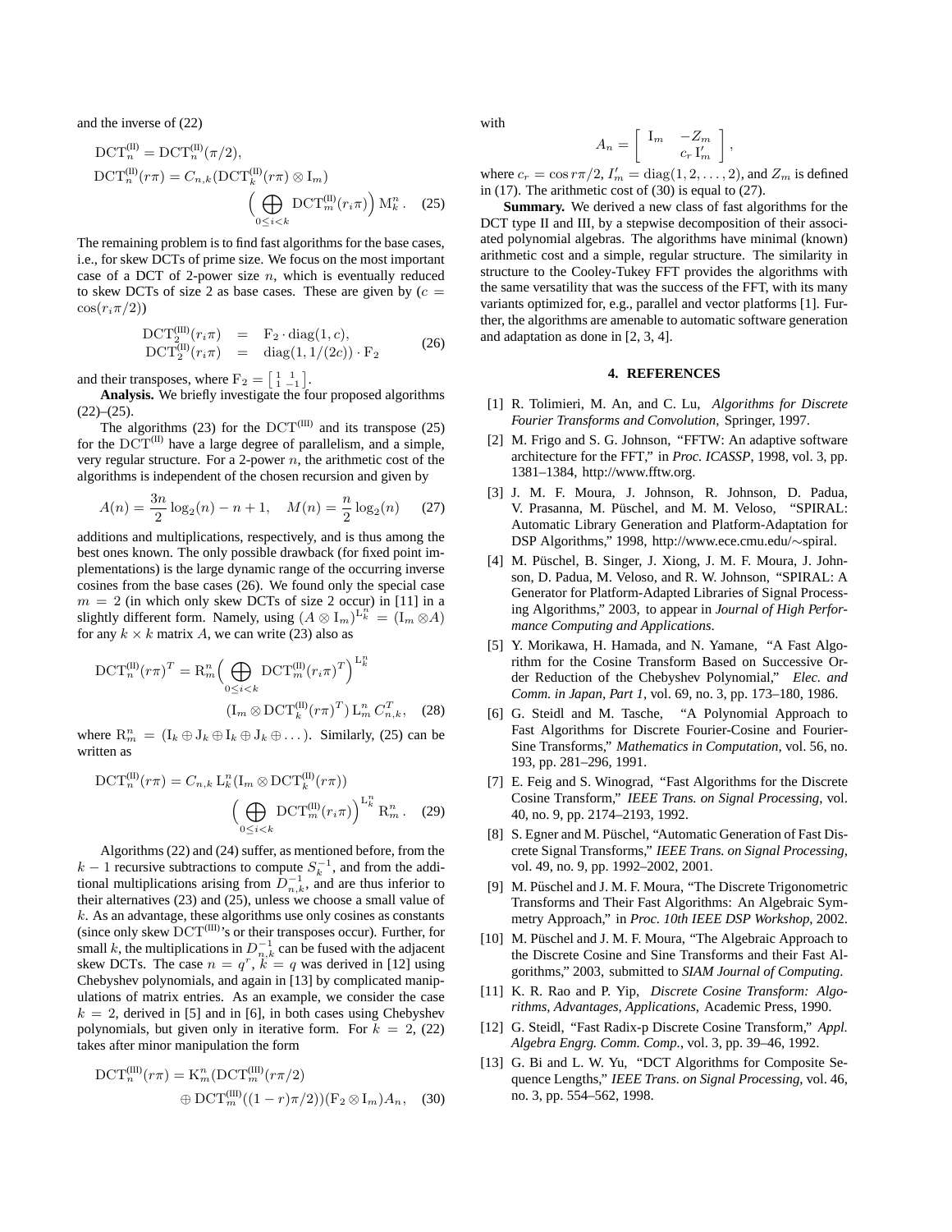and the inverse of (22)

$$
\begin{aligned}
\mathrm{DCT}_n^{(\mathrm{II})} &= \mathrm{DCT}_n^{(\mathrm{II})}(\pi/2), \\
\mathrm{DCT}_n^{(\mathrm{II})}(r\pi) &= C_{n,k}(\mathrm{DCT}_k^{(\mathrm{II})}(r\pi) \otimes \mathrm{I}_m) \\
&\qquad \Big( \bigoplus_{0 \le i < k} \mathrm{DCT}_m^{(\mathrm{II})}(r_i\pi) \Big) \mathrm{M}_k^n . \quad (25)
\end{aligned}
$$

The remaining problem is to find fast algorithms for the base cases, i.e., for skew DCTs of prime size. We focus on the most important case of a DCT of 2-power size $n$, which is eventually reduced to skew DCTs of size 2 as base cases. These are given by ($c = \cos(r_i\pi/2)$)

$$
\begin{aligned}
\mathrm{DCT}_2^{(\mathrm{III})}(r_i\pi) &= \mathrm{F}_2 \cdot \mathrm{diag}(1, c), \\
\mathrm{DCT}_2^{(\mathrm{II})}(r_i\pi) &= \mathrm{diag}(1, 1/(2c)) \cdot \mathrm{F}_2
\end{aligned} \quad (26)
$$

and their transposes, where $\mathrm{F}_2 = \left[\begin{smallmatrix} 1 & 1 \\ 1 & -1 \end{smallmatrix}\right]$.

**Analysis.** We briefly investigate the four proposed algorithms (22)–(25).

The algorithms (23) for the $\mathrm{DCT}^{(\mathrm{III})}$ and its transpose (25) for the $\mathrm{DCT}^{(\mathrm{II})}$ have a large degree of parallelism, and a simple, very regular structure. For a 2-power $n$, the arithmetic cost of the algorithms is independent of the chosen recursion and given by

$$
A(n) = \frac{3n}{2}\log_2(n) - n + 1, \quad M(n) = \frac{n}{2}\log_2(n) \quad (27)
$$

additions and multiplications, respectively, and is thus among the best ones known. The only possible drawback (for fixed point implementations) is the large dynamic range of the occurring inverse cosines from the base cases (26). We found only the special case $m = 2$ (in which only skew DCTs of size 2 occur) in [11] in a slightly different form. Namely, using $(A \otimes \mathrm{I}_m)^{\mathrm{L}_k^n} = (\mathrm{I}_m \otimes A)$ for any $k \times k$ matrix $A$, we can write (23) also as

$$
\begin{aligned}
\mathrm{DCT}_n^{(\mathrm{II})}(r\pi)^T &= \mathrm{R}_m^n \Big( \bigoplus_{0 \le i < k} \mathrm{DCT}_m^{(\mathrm{II})}(r_i\pi)^T \Big)^{\mathrm{L}_k^n} \\
&\qquad (\mathrm{I}_m \otimes \mathrm{DCT}_k^{(\mathrm{II})}(r\pi)^T)\, \mathrm{L}_m^n\, C_{n,k}^T, \quad (28)
\end{aligned}
$$

where $\mathrm{R}_m^n = (\mathrm{I}_k \oplus \mathrm{J}_k \oplus \mathrm{I}_k \oplus \mathrm{J}_k \oplus \dots)$. Similarly, (25) can be written as

$$
\begin{aligned}
\mathrm{DCT}_n^{(\mathrm{II})}(r\pi) &= C_{n,k}\, \mathrm{L}_k^n (\mathrm{I}_m \otimes \mathrm{DCT}_k^{(\mathrm{II})}(r\pi)) \\
&\qquad \Big( \bigoplus_{0 \le i < k} \mathrm{DCT}_m^{(\mathrm{II})}(r_i\pi) \Big)^{\mathrm{L}_k^n} \mathrm{R}_m^n . \quad (29)
\end{aligned}
$$

Algorithms (22) and (24) suffer, as mentioned before, from the $k-1$ recursive subtractions to compute $S_k^{-1}$, and from the additional multiplications arising from $D_{n,k}^{-1}$, and are thus inferior to their alternatives (23) and (25), unless we choose a small value of $k$. As an advantage, these algorithms use only cosines as constants (since only skew $\mathrm{DCT}^{(\mathrm{III})}$'s or their transposes occur). Further, for small $k$, the multiplications in $D_{n,k}^{-1}$ can be fused with the adjacent skew DCTs. The case $n = q^r$, $k = q$ was derived in [12] using Chebyshev polynomials, and again in [13] by complicated manipulations of matrix entries. As an example, we consider the case $k = 2$, derived in [5] and in [6], in both cases using Chebyshev polynomials, but given only in iterative form. For $k = 2$, (22) takes after minor manipulation the form

$$
\begin{aligned}
\mathrm{DCT}_n^{(\mathrm{III})}(r\pi) &= \mathrm{K}_m^n (\mathrm{DCT}_m^{(\mathrm{III})}(r\pi/2) \\
&\qquad \oplus \mathrm{DCT}_m^{(\mathrm{III})}((1-r)\pi/2))(\mathrm{F}_2 \otimes \mathrm{I}_m) A_n, \quad (30)
\end{aligned}
$$

with

$$
A_n = \begin{bmatrix} \mathrm{I}_m & -Z_m \\ & c_r\, \mathrm{I}_m' \end{bmatrix},
$$

where $c_r = \cos r\pi/2$, $\mathrm{I}_m' = \mathrm{diag}(1, 2, \dots, 2)$, and $Z_m$ is defined in (17). The arithmetic cost of (30) is equal to (27).

**Summary.** We derived a new class of fast algorithms for the DCT type II and III, by a stepwise decomposition of their associated polynomial algebras. The algorithms have minimal (known) arithmetic cost and a simple, regular structure. The similarity in structure to the Cooley-Tukey FFT provides the algorithms with the same versatility that was the success of the FFT, with its many variants optimized for, e.g., parallel and vector platforms [1]. Further, the algorithms are amenable to automatic software generation and adaptation as done in [2, 3, 4].

## 4. REFERENCES

[1] R. Tolimieri, M. An, and C. Lu, *Algorithms for Discrete Fourier Transforms and Convolution*, Springer, 1997.

[2] M. Frigo and S. G. Johnson, "FFTW: An adaptive software architecture for the FFT," in *Proc. ICASSP*, 1998, vol. 3, pp. 1381–1384, http://www.fftw.org.

[3] J. M. F. Moura, J. Johnson, R. Johnson, D. Padua, V. Prasanna, M. Püschel, and M. M. Veloso, "SPIRAL: Automatic Library Generation and Platform-Adaptation for DSP Algorithms," 1998, http://www.ece.cmu.edu/~spiral.

[4] M. Püschel, B. Singer, J. Xiong, J. M. F. Moura, J. Johnson, D. Padua, M. Veloso, and R. W. Johnson, "SPIRAL: A Generator for Platform-Adapted Libraries of Signal Processing Algorithms," 2003, to appear in *Journal of High Performance Computing and Applications*.

[5] Y. Morikawa, H. Hamada, and N. Yamane, "A Fast Algorithm for the Cosine Transform Based on Successive Order Reduction of the Chebyshev Polynomial," *Elec. and Comm. in Japan, Part 1*, vol. 69, no. 3, pp. 173–180, 1986.

[6] G. Steidl and M. Tasche, "A Polynomial Approach to Fast Algorithms for Discrete Fourier-Cosine and Fourier-Sine Transforms," *Mathematics in Computation*, vol. 56, no. 193, pp. 281–296, 1991.

[7] E. Feig and S. Winograd, "Fast Algorithms for the Discrete Cosine Transform," *IEEE Trans. on Signal Processing*, vol. 40, no. 9, pp. 2174–2193, 1992.

[8] S. Egner and M. Püschel, "Automatic Generation of Fast Discrete Signal Transforms," *IEEE Trans. on Signal Processing*, vol. 49, no. 9, pp. 1992–2002, 2001.

[9] M. Püschel and J. M. F. Moura, "The Discrete Trigonometric Transforms and Their Fast Algorithms: An Algebraic Symmetry Approach," in *Proc. 10th IEEE DSP Workshop*, 2002.

[10] M. Püschel and J. M. F. Moura, "The Algebraic Approach to the Discrete Cosine and Sine Transforms and their Fast Algorithms," 2003, submitted to *SIAM Journal of Computing*.

[11] K. R. Rao and P. Yip, *Discrete Cosine Transform: Algorithms, Advantages, Applications*, Academic Press, 1990.

[12] G. Steidl, "Fast Radix-p Discrete Cosine Transform," *Appl. Algebra Engrg. Comm. Comp.*, vol. 3, pp. 39–46, 1992.

[13] G. Bi and L. W. Yu, "DCT Algorithms for Composite Sequence Lengths," *IEEE Trans. on Signal Processing*, vol. 46, no. 3, pp. 554–562, 1998.